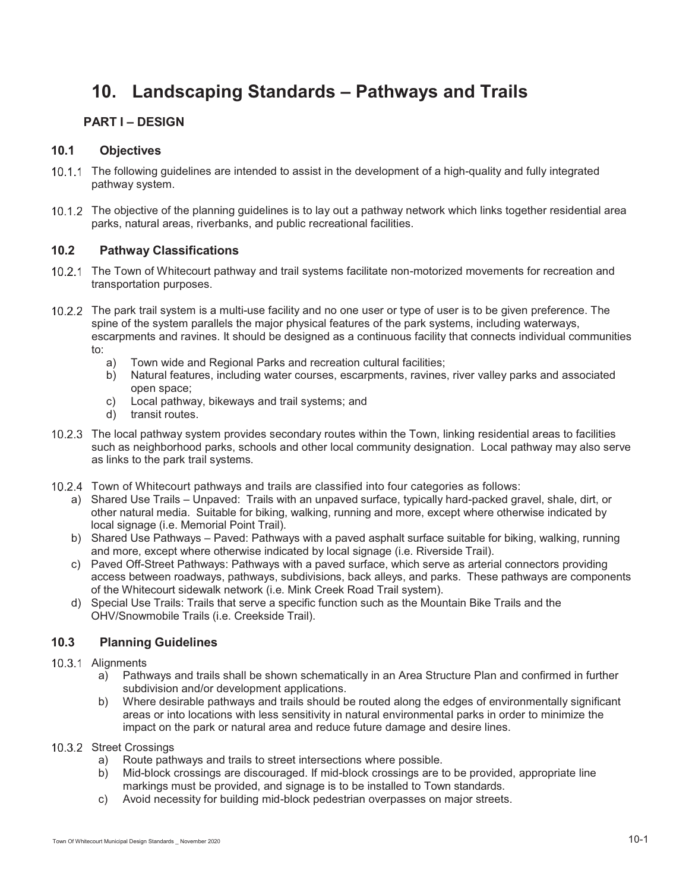# 10. Landscaping Standards – Pathways and Trails

### PART I – DESIGN

## 10.1 Objectives

10.1.1 The following guidelines are intended to assist in the development of a high-quality and fully integrated pathway system.

10.1.2 The objective of the planning guidelines is to lay out a pathway network which links together residential area parks, natural areas, riverbanks, and public recreational facilities.

## 10.2 Pathway Classifications

10.2.1 The Town of Whitecourt pathway and trail systems facilitate non-motorized movements for recreation and transportation purposes.

10.2.2 The park trail system is a multi-use facility and no one user or type of user is to be given preference. The spine of the system parallels the major physical features of the park systems, including waterways, escarpments and ravines. It should be designed as a continuous facility that connects individual communities to:

a) Town wide and Regional Parks and recreation cultural facilities;
b) Natural features, including water courses, escarpments, ravines, river valley parks and associated open space;
c) Local pathway, bikeways and trail systems; and
d) transit routes.

10.2.3 The local pathway system provides secondary routes within the Town, linking residential areas to facilities such as neighborhood parks, schools and other local community designation. Local pathway may also serve as links to the park trail systems.

10.2.4 Town of Whitecourt pathways and trails are classified into four categories as follows:

a) Shared Use Trails – Unpaved: Trails with an unpaved surface, typically hard-packed gravel, shale, dirt, or other natural media. Suitable for biking, walking, running and more, except where otherwise indicated by local signage (i.e. Memorial Point Trail).
b) Shared Use Pathways – Paved: Pathways with a paved asphalt surface suitable for biking, walking, running and more, except where otherwise indicated by local signage (i.e. Riverside Trail).
c) Paved Off-Street Pathways: Pathways with a paved surface, which serve as arterial connectors providing access between roadways, pathways, subdivisions, back alleys, and parks. These pathways are components of the Whitecourt sidewalk network (i.e. Mink Creek Road Trail system).
d) Special Use Trails: Trails that serve a specific function such as the Mountain Bike Trails and the OHV/Snowmobile Trails (i.e. Creekside Trail).

## 10.3 Planning Guidelines

10.3.1 Alignments

a) Pathways and trails shall be shown schematically in an Area Structure Plan and confirmed in further subdivision and/or development applications.
b) Where desirable pathways and trails should be routed along the edges of environmentally significant areas or into locations with less sensitivity in natural environmental parks in order to minimize the impact on the park or natural area and reduce future damage and desire lines.

10.3.2 Street Crossings

a) Route pathways and trails to street intersections where possible.
b) Mid-block crossings are discouraged. If mid-block crossings are to be provided, appropriate line markings must be provided, and signage is to be installed to Town standards.
c) Avoid necessity for building mid-block pedestrian overpasses on major streets.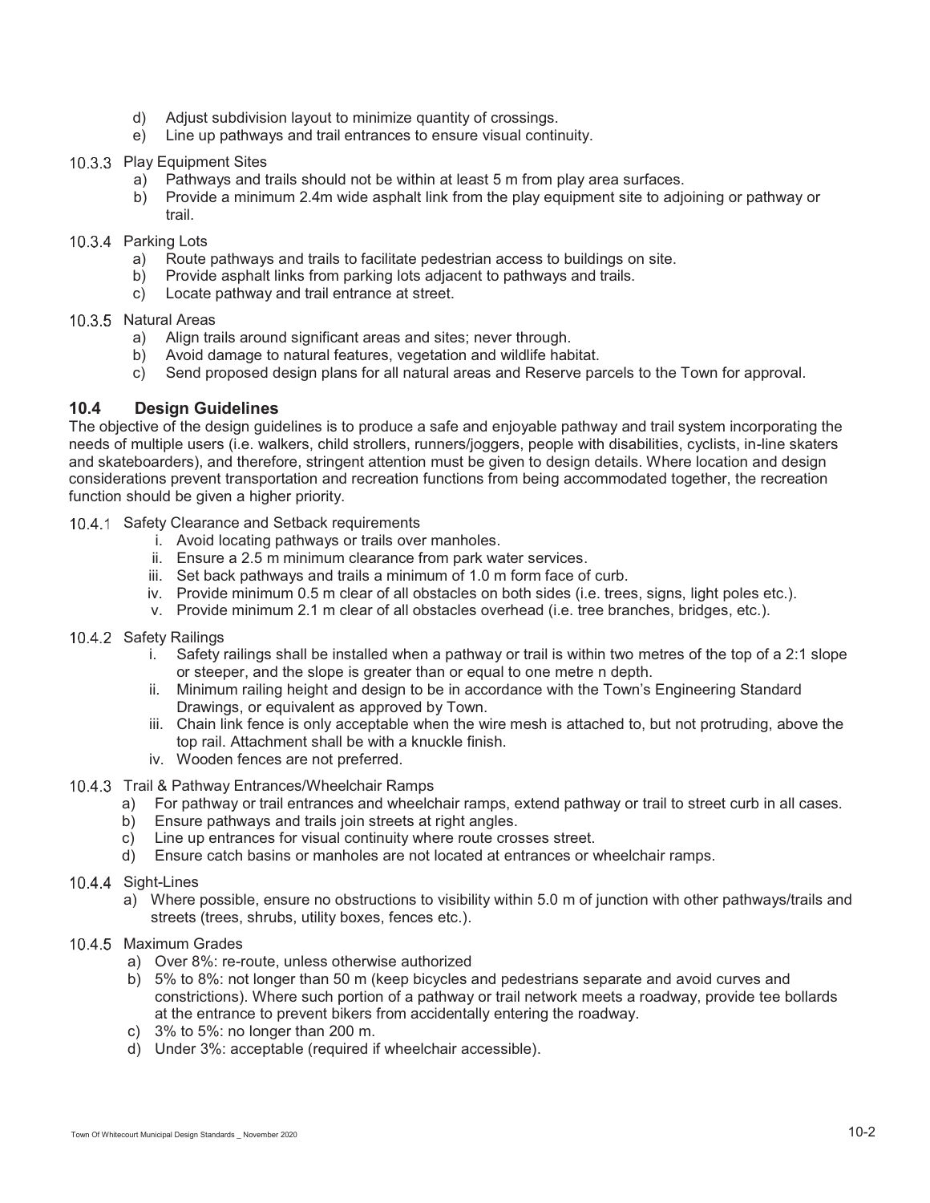d) Adjust subdivision layout to minimize quantity of crossings.
e) Line up pathways and trail entrances to ensure visual continuity.

10.3.3 Play Equipment Sites

a) Pathways and trails should not be within at least 5 m from play area surfaces.
b) Provide a minimum 2.4m wide asphalt link from the play equipment site to adjoining or pathway or trail.

10.3.4 Parking Lots

a) Route pathways and trails to facilitate pedestrian access to buildings on site.
b) Provide asphalt links from parking lots adjacent to pathways and trails.
c) Locate pathway and trail entrance at street.

10.3.5 Natural Areas

a) Align trails around significant areas and sites; never through.
b) Avoid damage to natural features, vegetation and wildlife habitat.
c) Send proposed design plans for all natural areas and Reserve parcels to the Town for approval.

## 10.4 Design Guidelines

The objective of the design guidelines is to produce a safe and enjoyable pathway and trail system incorporating the needs of multiple users (i.e. walkers, child strollers, runners/joggers, people with disabilities, cyclists, in-line skaters and skateboarders), and therefore, stringent attention must be given to design details. Where location and design considerations prevent transportation and recreation functions from being accommodated together, the recreation function should be given a higher priority.

10.4.1 Safety Clearance and Setback requirements

i. Avoid locating pathways or trails over manholes.
ii. Ensure a 2.5 m minimum clearance from park water services.
iii. Set back pathways and trails a minimum of 1.0 m form face of curb.
iv. Provide minimum 0.5 m clear of all obstacles on both sides (i.e. trees, signs, light poles etc.).
v. Provide minimum 2.1 m clear of all obstacles overhead (i.e. tree branches, bridges, etc.).

10.4.2 Safety Railings

i. Safety railings shall be installed when a pathway or trail is within two metres of the top of a 2:1 slope or steeper, and the slope is greater than or equal to one metre n depth.
ii. Minimum railing height and design to be in accordance with the Town's Engineering Standard Drawings, or equivalent as approved by Town.
iii. Chain link fence is only acceptable when the wire mesh is attached to, but not protruding, above the top rail. Attachment shall be with a knuckle finish.
iv. Wooden fences are not preferred.

10.4.3 Trail & Pathway Entrances/Wheelchair Ramps

a) For pathway or trail entrances and wheelchair ramps, extend pathway or trail to street curb in all cases.
b) Ensure pathways and trails join streets at right angles.
c) Line up entrances for visual continuity where route crosses street.
d) Ensure catch basins or manholes are not located at entrances or wheelchair ramps.

10.4.4 Sight-Lines

a) Where possible, ensure no obstructions to visibility within 5.0 m of junction with other pathways/trails and streets (trees, shrubs, utility boxes, fences etc.).

10.4.5 Maximum Grades

a) Over 8%: re-route, unless otherwise authorized
b) 5% to 8%: not longer than 50 m (keep bicycles and pedestrians separate and avoid curves and constrictions). Where such portion of a pathway or trail network meets a roadway, provide tee bollards at the entrance to prevent bikers from accidentally entering the roadway.
c) 3% to 5%: no longer than 200 m.
d) Under 3%: acceptable (required if wheelchair accessible).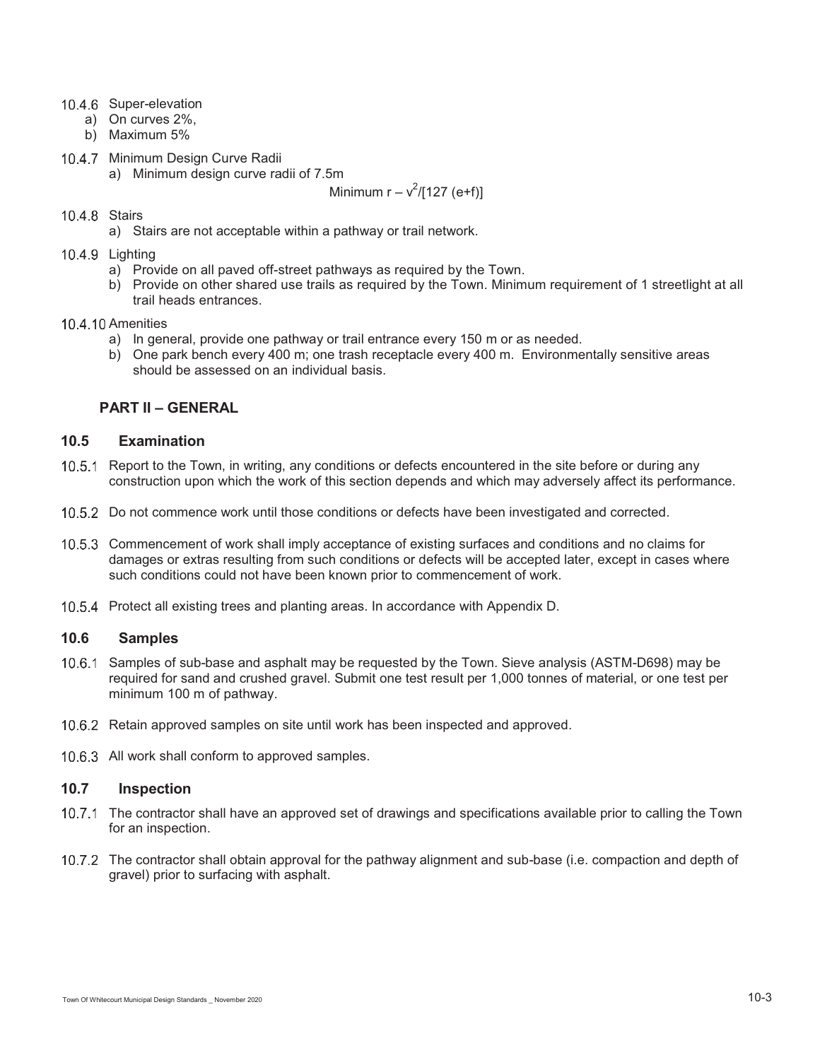10.4.6 Super-elevation

a) On curves 2%,
b) Maximum 5%

10.4.7 Minimum Design Curve Radii

a) Minimum design curve radii of 7.5m

$$\text{Minimum } r - v^2/[127\ (e+f)]$$

10.4.8 Stairs

a) Stairs are not acceptable within a pathway or trail network.

10.4.9 Lighting

a) Provide on all paved off-street pathways as required by the Town.
b) Provide on other shared use trails as required by the Town. Minimum requirement of 1 streetlight at all trail heads entrances.

10.4.10 Amenities

a) In general, provide one pathway or trail entrance every 150 m or as needed.
b) One park bench every 400 m; one trash receptacle every 400 m. Environmentally sensitive areas should be assessed on an individual basis.

## PART II – GENERAL

### 10.5 Examination

10.5.1 Report to the Town, in writing, any conditions or defects encountered in the site before or during any construction upon which the work of this section depends and which may adversely affect its performance.

10.5.2 Do not commence work until those conditions or defects have been investigated and corrected.

10.5.3 Commencement of work shall imply acceptance of existing surfaces and conditions and no claims for damages or extras resulting from such conditions or defects will be accepted later, except in cases where such conditions could not have been known prior to commencement of work.

10.5.4 Protect all existing trees and planting areas. In accordance with Appendix D.

### 10.6 Samples

10.6.1 Samples of sub-base and asphalt may be requested by the Town. Sieve analysis (ASTM-D698) may be required for sand and crushed gravel. Submit one test result per 1,000 tonnes of material, or one test per minimum 100 m of pathway.

10.6.2 Retain approved samples on site until work has been inspected and approved.

10.6.3 All work shall conform to approved samples.

### 10.7 Inspection

10.7.1 The contractor shall have an approved set of drawings and specifications available prior to calling the Town for an inspection.

10.7.2 The contractor shall obtain approval for the pathway alignment and sub-base (i.e. compaction and depth of gravel) prior to surfacing with asphalt.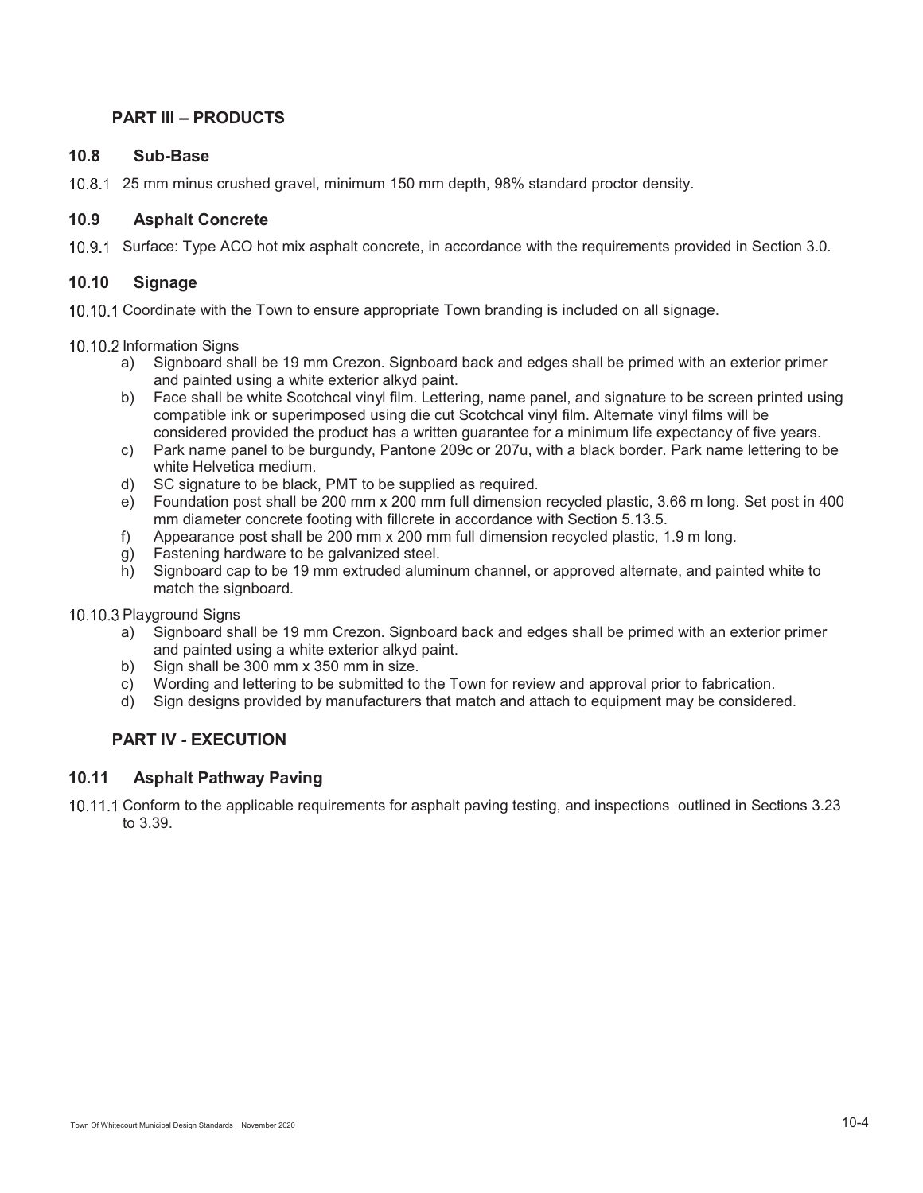## PART III – PRODUCTS

### 10.8 Sub-Base

10.8.1 25 mm minus crushed gravel, minimum 150 mm depth, 98% standard proctor density.

### 10.9 Asphalt Concrete

10.9.1 Surface: Type ACO hot mix asphalt concrete, in accordance with the requirements provided in Section 3.0.

### 10.10 Signage

10.10.1 Coordinate with the Town to ensure appropriate Town branding is included on all signage.

10.10.2 Information Signs

a) Signboard shall be 19 mm Crezon. Signboard back and edges shall be primed with an exterior primer and painted using a white exterior alkyd paint.
b) Face shall be white Scotchcal vinyl film. Lettering, name panel, and signature to be screen printed using compatible ink or superimposed using die cut Scotchcal vinyl film. Alternate vinyl films will be considered provided the product has a written guarantee for a minimum life expectancy of five years.
c) Park name panel to be burgundy, Pantone 209c or 207u, with a black border. Park name lettering to be white Helvetica medium.
d) SC signature to be black, PMT to be supplied as required.
e) Foundation post shall be 200 mm x 200 mm full dimension recycled plastic, 3.66 m long. Set post in 400 mm diameter concrete footing with fillcrete in accordance with Section 5.13.5.
f) Appearance post shall be 200 mm x 200 mm full dimension recycled plastic, 1.9 m long.
g) Fastening hardware to be galvanized steel.
h) Signboard cap to be 19 mm extruded aluminum channel, or approved alternate, and painted white to match the signboard.

10.10.3 Playground Signs

a) Signboard shall be 19 mm Crezon. Signboard back and edges shall be primed with an exterior primer and painted using a white exterior alkyd paint.
b) Sign shall be 300 mm x 350 mm in size.
c) Wording and lettering to be submitted to the Town for review and approval prior to fabrication.
d) Sign designs provided by manufacturers that match and attach to equipment may be considered.

## PART IV - EXECUTION

### 10.11 Asphalt Pathway Paving

10.11.1 Conform to the applicable requirements for asphalt paving testing, and inspections outlined in Sections 3.23 to 3.39.